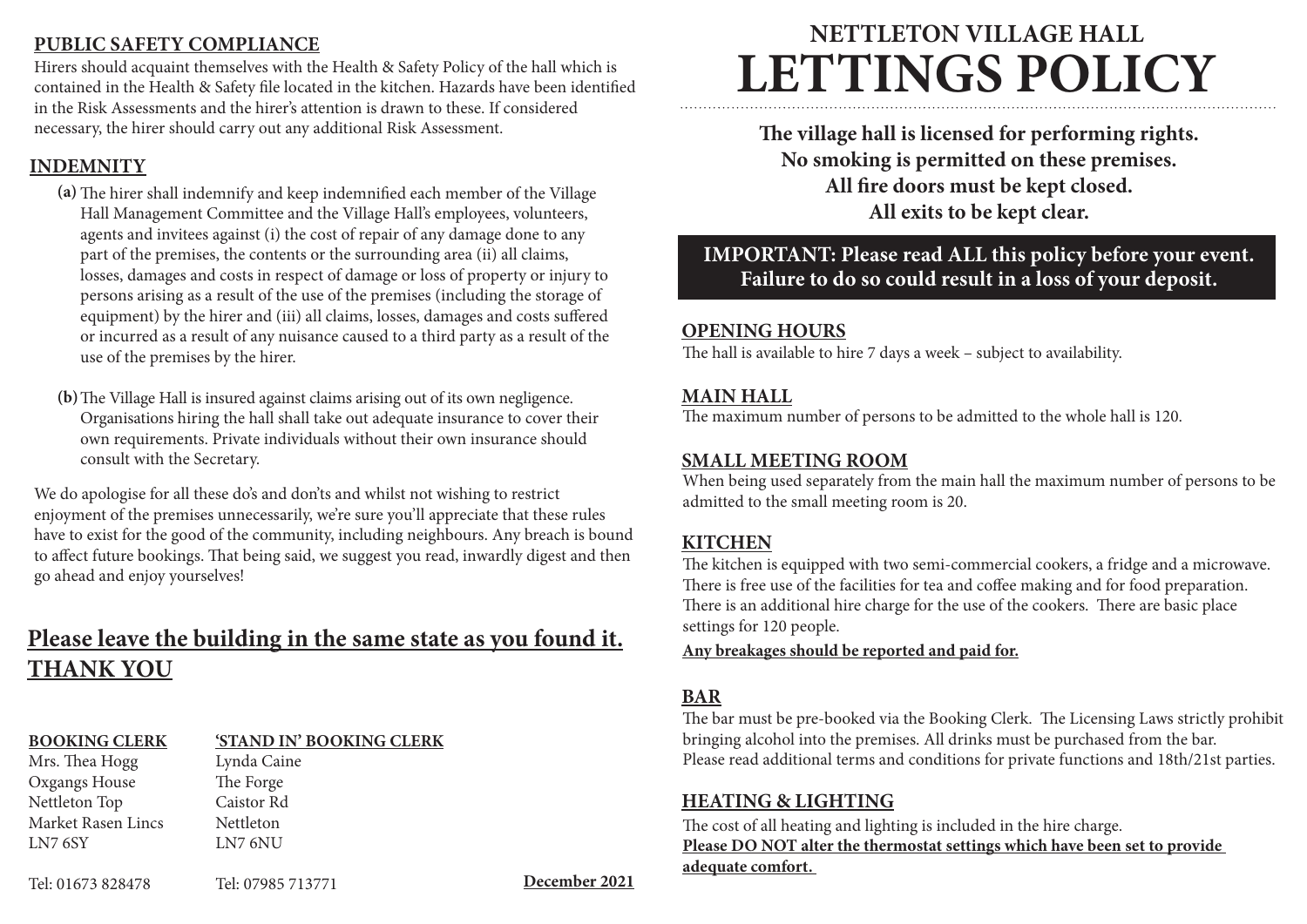# NETTLETON VILLAGE HALL
# LETTINGS POLICY

**The village hall is licensed for performing rights.**
**No smoking is permitted on these premises.**
**All fire doors must be kept closed.**
**All exits to be kept clear.**

**IMPORTANT: Please read ALL this policy before your event. Failure to do so could result in a loss of your deposit.**

## OPENING HOURS

The hall is available to hire 7 days a week – subject to availability.

## MAIN HALL

The maximum number of persons to be admitted to the whole hall is 120.

## SMALL MEETING ROOM

When being used separately from the main hall the maximum number of persons to be admitted to the small meeting room is 20.

## KITCHEN

The kitchen is equipped with two semi-commercial cookers, a fridge and a microwave. There is free use of the facilities for tea and coffee making and for food preparation. There is an additional hire charge for the use of the cookers. There are basic place settings for 120 people.

**Any breakages should be reported and paid for.**

## BAR

The bar must be pre-booked via the Booking Clerk. The Licensing Laws strictly prohibit bringing alcohol into the premises. All drinks must be purchased from the bar.
Please read additional terms and conditions for private functions and 18th/21st parties.

## HEATING & LIGHTING

The cost of all heating and lighting is included in the hire charge.
**Please DO NOT alter the thermostat settings which have been set to provide adequate comfort.**

## PUBLIC SAFETY COMPLIANCE

Hirers should acquaint themselves with the Health & Safety Policy of the hall which is contained in the Health & Safety file located in the kitchen. Hazards have been identified in the Risk Assessments and the hirer's attention is drawn to these. If considered necessary, the hirer should carry out any additional Risk Assessment.

## INDEMNITY

**(a)** The hirer shall indemnify and keep indemnified each member of the Village Hall Management Committee and the Village Hall's employees, volunteers, agents and invitees against (i) the cost of repair of any damage done to any part of the premises, the contents or the surrounding area (ii) all claims, losses, damages and costs in respect of damage or loss of property or injury to persons arising as a result of the use of the premises (including the storage of equipment) by the hirer and (iii) all claims, losses, damages and costs suffered or incurred as a result of any nuisance caused to a third party as a result of the use of the premises by the hirer.

**(b)** The Village Hall is insured against claims arising out of its own negligence. Organisations hiring the hall shall take out adequate insurance to cover their own requirements. Private individuals without their own insurance should consult with the Secretary.

We do apologise for all these do's and don'ts and whilst not wishing to restrict enjoyment of the premises unnecessarily, we're sure you'll appreciate that these rules have to exist for the good of the community, including neighbours. Any breach is bound to affect future bookings. That being said, we suggest you read, inwardly digest and then go ahead and enjoy yourselves!

## Please leave the building in the same state as you found it. THANK YOU

**BOOKING CLERK**
Mrs. Thea Hogg
Oxgangs House
Nettleton Top
Market Rasen Lincs
LN7 6SY

Tel: 01673 828478

**'STAND IN' BOOKING CLERK**
Lynda Caine
The Forge
Caistor Rd
Nettleton
LN7 6NU

Tel: 07985 713771

**December 2021**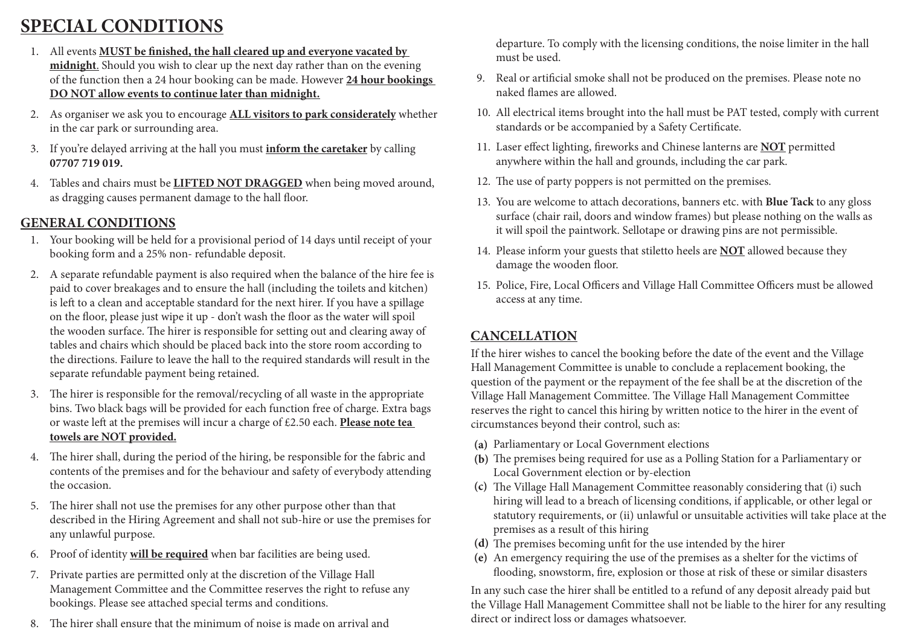# SPECIAL CONDITIONS

1. All events **MUST be finished, the hall cleared up and everyone vacated by midnight**. Should you wish to clear up the next day rather than on the evening of the function then a 24 hour booking can be made. However **24 hours bookings DO NOT allow events to continue later than midnight.**
2. As organiser we ask you to encourage **ALL visitors to park considerately** whether in the car park or surrounding area.
3. If you're delayed arriving at the hall you must **inform the caretaker** by calling **07707 719 019.**
4. Tables and chairs must be **LIFTED NOT DRAGGED** when being moved around, as dragging causes permanent damage to the hall floor.

## GENERAL CONDITIONS

1. Your booking will be held for a provisional period of 14 days until receipt of your booking form and a 25% non- refundable deposit.
2. A separate refundable payment is also required when the balance of the hire fee is paid to cover breakages and to ensure the hall (including the toilets and kitchen) is left to a clean and acceptable standard for the next hirer. If you have a spillage on the floor, please just wipe it up - don't wash the floor as the water will spoil the wooden surface. The hirer is responsible for setting out and clearing away of tables and chairs which should be placed back into the store room according to the directions. Failure to leave the hall to the required standards will result in the separate refundable payment being retained.
3. The hirer is responsible for the removal/recycling of all waste in the appropriate bins. Two black bags will be provided for each function free of charge. Extra bags or waste left at the premises will incur a charge of £2.50 each. **Please note tea towels are NOT provided.**
4. The hirer shall, during the period of the hiring, be responsible for the fabric and contents of the premises and for the behaviour and safety of everybody attending the occasion.
5. The hirer shall not use the premises for any other purpose other than that described in the Hiring Agreement and shall not sub-hire or use the premises for any unlawful purpose.
6. Proof of identity **will be required** when bar facilities are being used.
7. Private parties are permitted only at the discretion of the Village Hall Management Committee and the Committee reserves the right to refuse any bookings. Please see attached special terms and conditions.
8. The hirer shall ensure that the minimum of noise is made on arrival and departure. To comply with the licensing conditions, the noise limiter in the hall must be used.
9. Real or artificial smoke shall not be produced on the premises. Please note no naked flames are allowed.
10. All electrical items brought into the hall must be PAT tested, comply with current standards or be accompanied by a Safety Certificate.
11. Laser effect lighting, fireworks and Chinese lanterns are **NOT** permitted anywhere within the hall and grounds, including the car park.
12. The use of party poppers is not permitted on the premises.
13. You are welcome to attach decorations, banners etc. with **Blue Tack** to any gloss surface (chair rail, doors and window frames) but please nothing on the walls as it will spoil the paintwork. Sellotape or drawing pins are not permissible.
14. Please inform your guests that stiletto heels are **NOT** allowed because they damage the wooden floor.
15. Police, Fire, Local Officers and Village Hall Committee Officers must be allowed access at any time.

## CANCELLATION

If the hirer wishes to cancel the booking before the date of the event and the Village Hall Management Committee is unable to conclude a replacement booking, the question of the payment or the repayment of the fee shall be at the discretion of the Village Hall Management Committee. The Village Hall Management Committee reserves the right to cancel this hiring by written notice to the hirer in the event of circumstances beyond their control, such as:

**(a)** Parliamentary or Local Government elections
**(b)** The premises being required for use as a Polling Station for a Parliamentary or Local Government election or by-election
**(c)** The Village Hall Management Committee reasonably considering that (i) such hiring will lead to a breach of licensing conditions, if applicable, or other legal or statutory requirements, or (ii) unlawful or unsuitable activities will take place at the premises as a result of this hiring
**(d)** The premises becoming unfit for the use intended by the hirer
**(e)** An emergency requiring the use of the premises as a shelter for the victims of flooding, snowstorm, fire, explosion or those at risk of these or similar disasters

In any such case the hirer shall be entitled to a refund of any deposit already paid but the Village Hall Management Committee shall not be liable to the hirer for any resulting direct or indirect loss or damages whatsoever.